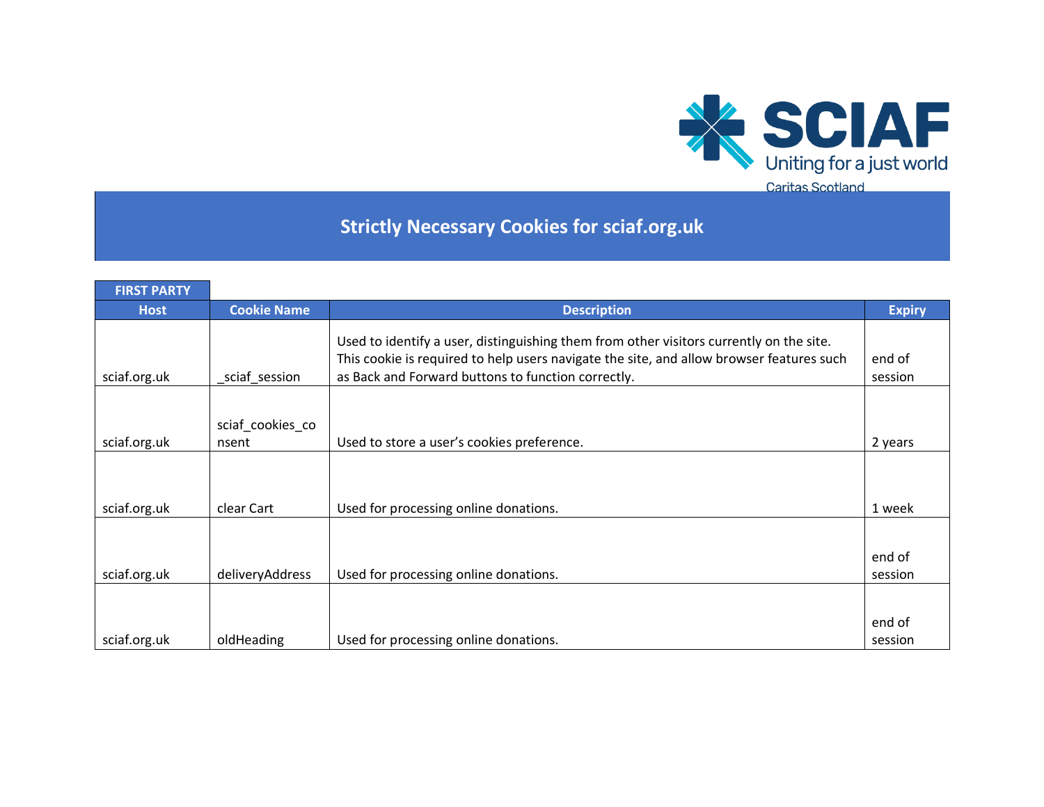# Strictly Necessary Cookies for sciaf.org.uk

**FIRST PARTY**

| Host | Cookie Name | Description | Expiry |
|---|---|---|---|
| sciaf.org.uk | _sciaf_session | Used to identify a user, distinguishing them from other visitors currently on the site. This cookie is required to help users navigate the site, and allow browser features such as Back and Forward buttons to function correctly. | end of session |
| sciaf.org.uk | sciaf_cookies_consent | Used to store a user's cookies preference. | 2 years |
| sciaf.org.uk | clear Cart | Used for processing online donations. | 1 week |
| sciaf.org.uk | deliveryAddress | Used for processing online donations. | end of session |
| sciaf.org.uk | oldHeading | Used for processing online donations. | end of session |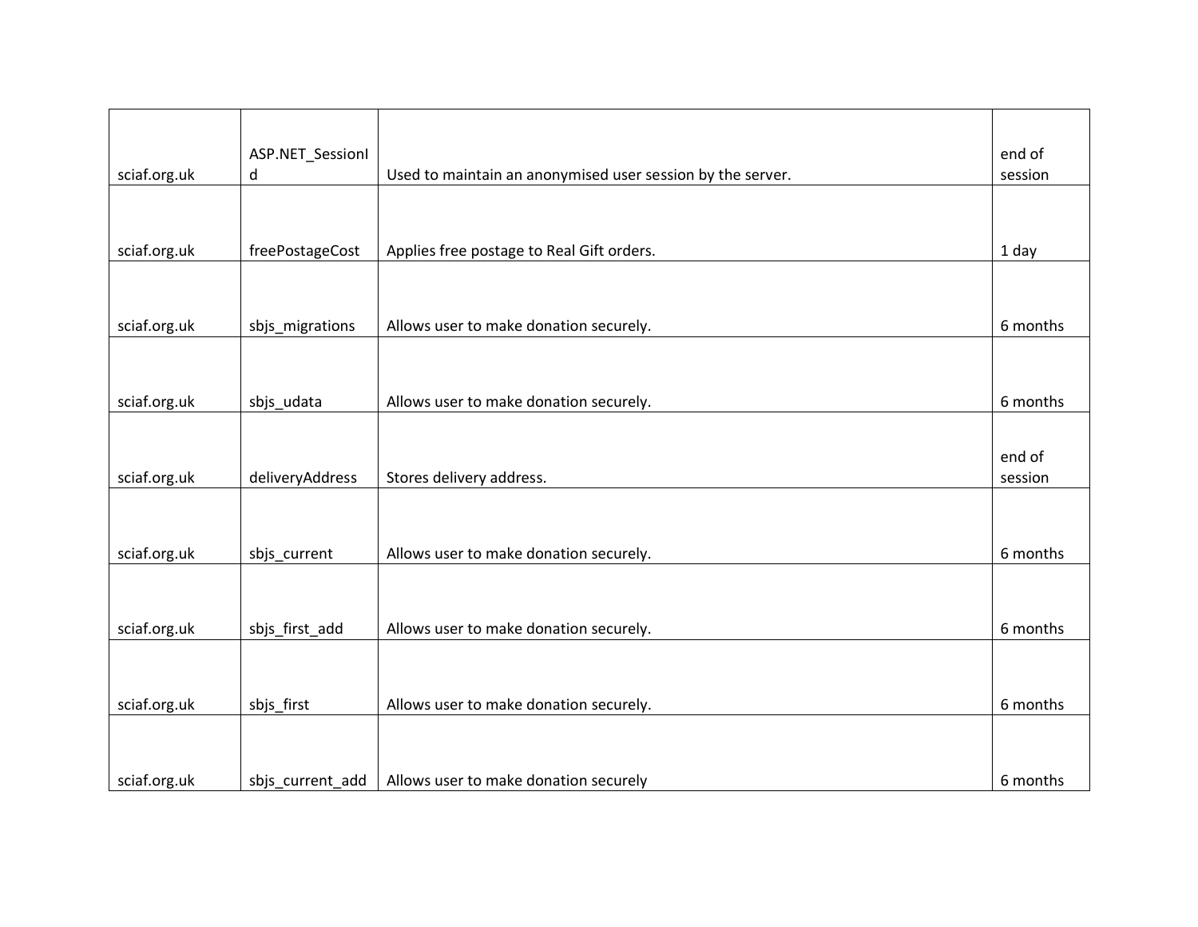| | | | |
|---|---|---|---|
| sciaf.org.uk | ASP.NET_SessionId | Used to maintain an anonymised user session by the server. | end of session |
| sciaf.org.uk | freePostageCost | Applies free postage to Real Gift orders. | 1 day |
| sciaf.org.uk | sbjs_migrations | Allows user to make donation securely. | 6 months |
| sciaf.org.uk | sbjs_udata | Allows user to make donation securely. | 6 months |
| sciaf.org.uk | deliveryAddress | Stores delivery address. | end of session |
| sciaf.org.uk | sbjs_current | Allows user to make donation securely. | 6 months |
| sciaf.org.uk | sbjs_first_add | Allows user to make donation securely. | 6 months |
| sciaf.org.uk | sbjs_first | Allows user to make donation securely. | 6 months |
| sciaf.org.uk | sbjs_current_add | Allows user to make donation securely | 6 months |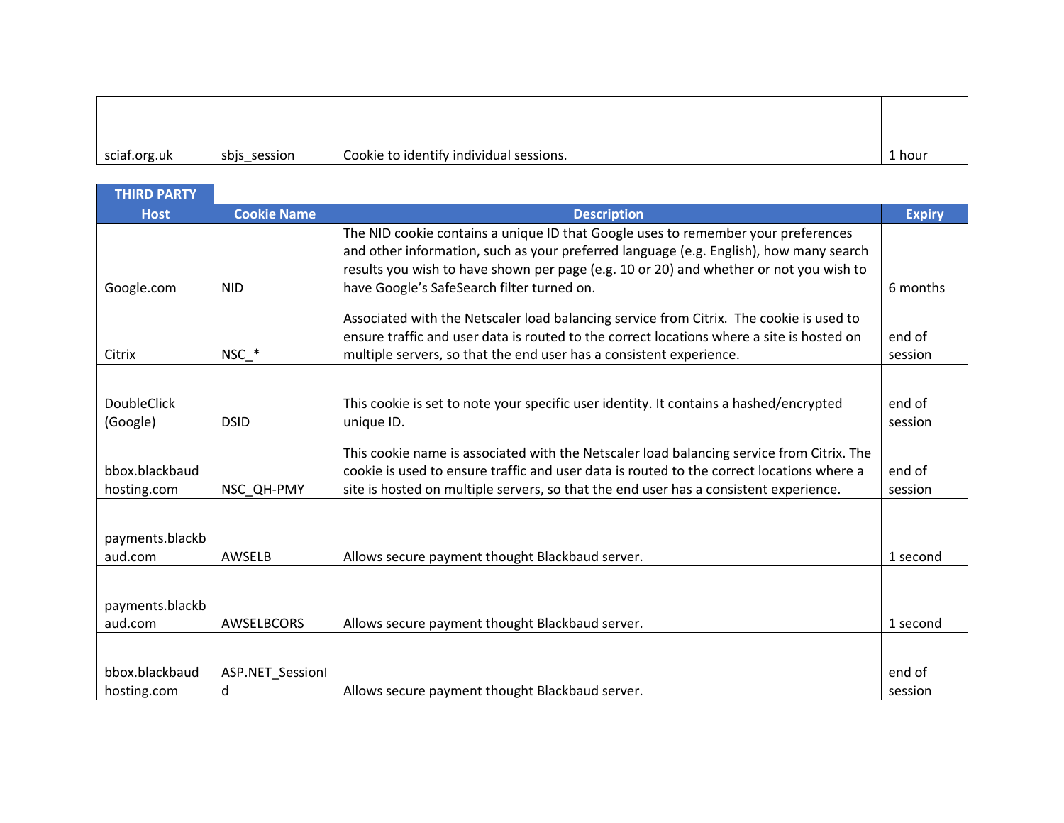| | | | |
|---|---|---|---|
| sciaf.org.uk | sbjs_session | Cookie to identify individual sessions. | 1 hour |

**THIRD PARTY**

| Host | Cookie Name | Description | Expiry |
|---|---|---|---|
| Google.com | NID | The NID cookie contains a unique ID that Google uses to remember your preferences and other information, such as your preferred language (e.g. English), how many search results you wish to have shown per page (e.g. 10 or 20) and whether or not you wish to have Google's SafeSearch filter turned on. | 6 months |
| Citrix | NSC_* | Associated with the Netscaler load balancing service from Citrix. The cookie is used to ensure traffic and user data is routed to the correct locations where a site is hosted on multiple servers, so that the end user has a consistent experience. | end of session |
| DoubleClick (Google) | DSID | This cookie is set to note your specific user identity. It contains a hashed/encrypted unique ID. | end of session |
| bbox.blackbaud hosting.com | NSC_QH-PMY | This cookie name is associated with the Netscaler load balancing service from Citrix. The cookie is used to ensure traffic and user data is routed to the correct locations where a site is hosted on multiple servers, so that the end user has a consistent experience. | end of session |
| payments.blackb aud.com | AWSELB | Allows secure payment thought Blackbaud server. | 1 second |
| payments.blackb aud.com | AWSELBCORS | Allows secure payment thought Blackbaud server. | 1 second |
| bbox.blackbaud hosting.com | ASP.NET_SessionI d | Allows secure payment thought Blackbaud server. | end of session |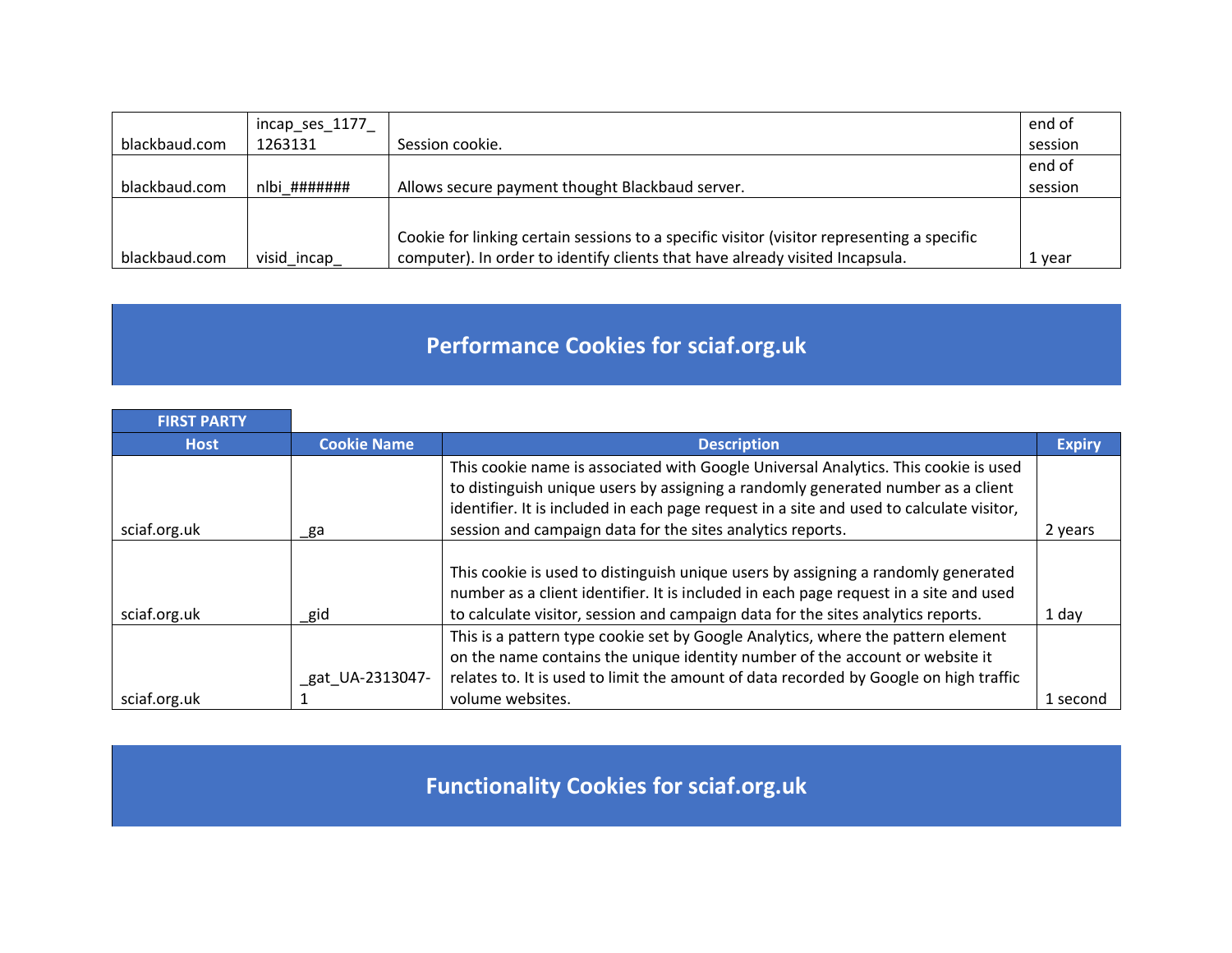| | | | |
|---|---|---|---|
| blackbaud.com | incap_ses_1177_1263131 | Session cookie. | end of session |
| blackbaud.com | nlbi_####### | Allows secure payment thought Blackbaud server. | end of session |
| blackbaud.com | visid_incap_ | Cookie for linking certain sessions to a specific visitor (visitor representing a specific computer). In order to identify clients that have already visited Incapsula. | 1 year |

## Performance Cookies for sciaf.org.uk

| FIRST PARTY | | | |
|---|---|---|---|
| **Host** | **Cookie Name** | **Description** | **Expiry** |
| sciaf.org.uk | _ga | This cookie name is associated with Google Universal Analytics. This cookie is used to distinguish unique users by assigning a randomly generated number as a client identifier. It is included in each page request in a site and used to calculate visitor, session and campaign data for the sites analytics reports. | 2 years |
| sciaf.org.uk | _gid | This cookie is used to distinguish unique users by assigning a randomly generated number as a client identifier. It is included in each page request in a site and used to calculate visitor, session and campaign data for the sites analytics reports. | 1 day |
| sciaf.org.uk | _gat_UA-2313047-1 | This is a pattern type cookie set by Google Analytics, where the pattern element on the name contains the unique identity number of the account or website it relates to. It is used to limit the amount of data recorded by Google on high traffic volume websites. | 1 second |

## Functionality Cookies for sciaf.org.uk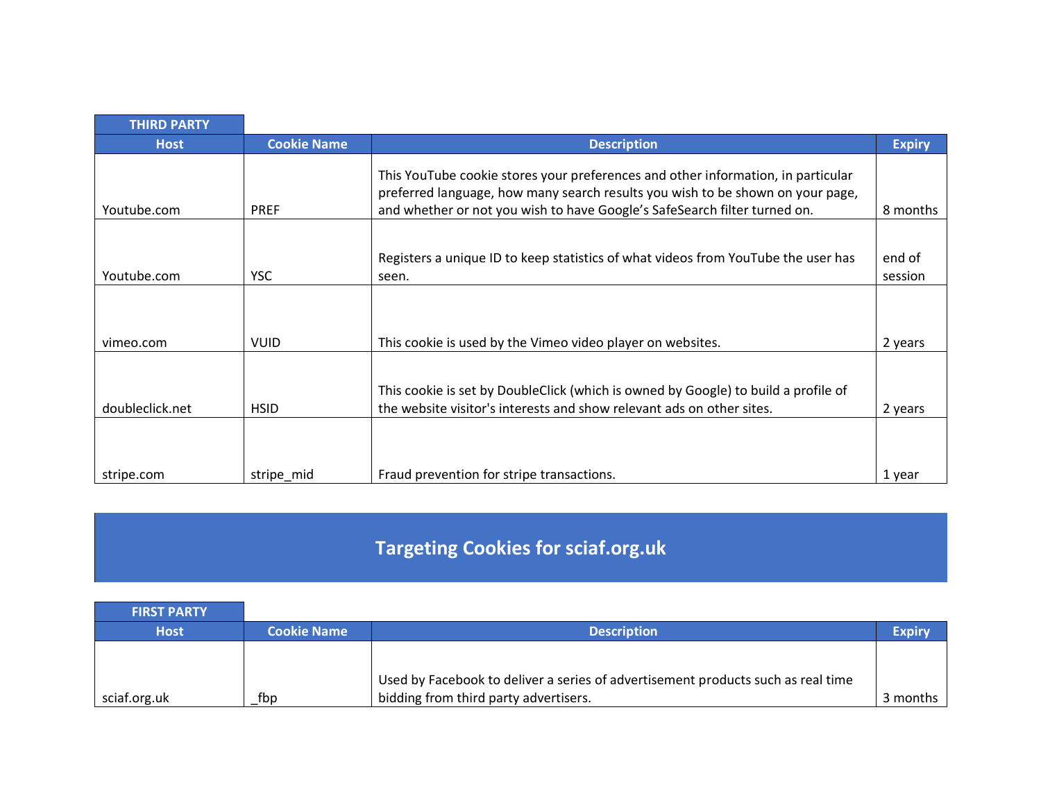| THIRD PARTY | | | |
|---|---|---|---|
| **Host** | **Cookie Name** | **Description** | **Expiry** |
| Youtube.com | PREF | This YouTube cookie stores your preferences and other information, in particular preferred language, how many search results you wish to be shown on your page, and whether or not you wish to have Google's SafeSearch filter turned on. | 8 months |
| Youtube.com | YSC | Registers a unique ID to keep statistics of what videos from YouTube the user has seen. | end of session |
| vimeo.com | VUID | This cookie is used by the Vimeo video player on websites. | 2 years |
| doubleclick.net | HSID | This cookie is set by DoubleClick (which is owned by Google) to build a profile of the website visitor's interests and show relevant ads on other sites. | 2 years |
| stripe.com | stripe_mid | Fraud prevention for stripe transactions. | 1 year |

## Targeting Cookies for sciaf.org.uk

| FIRST PARTY | | | |
|---|---|---|---|
| **Host** | **Cookie Name** | **Description** | **Expiry** |
| sciaf.org.uk | _fbp | Used by Facebook to deliver a series of advertisement products such as real time bidding from third party advertisers. | 3 months |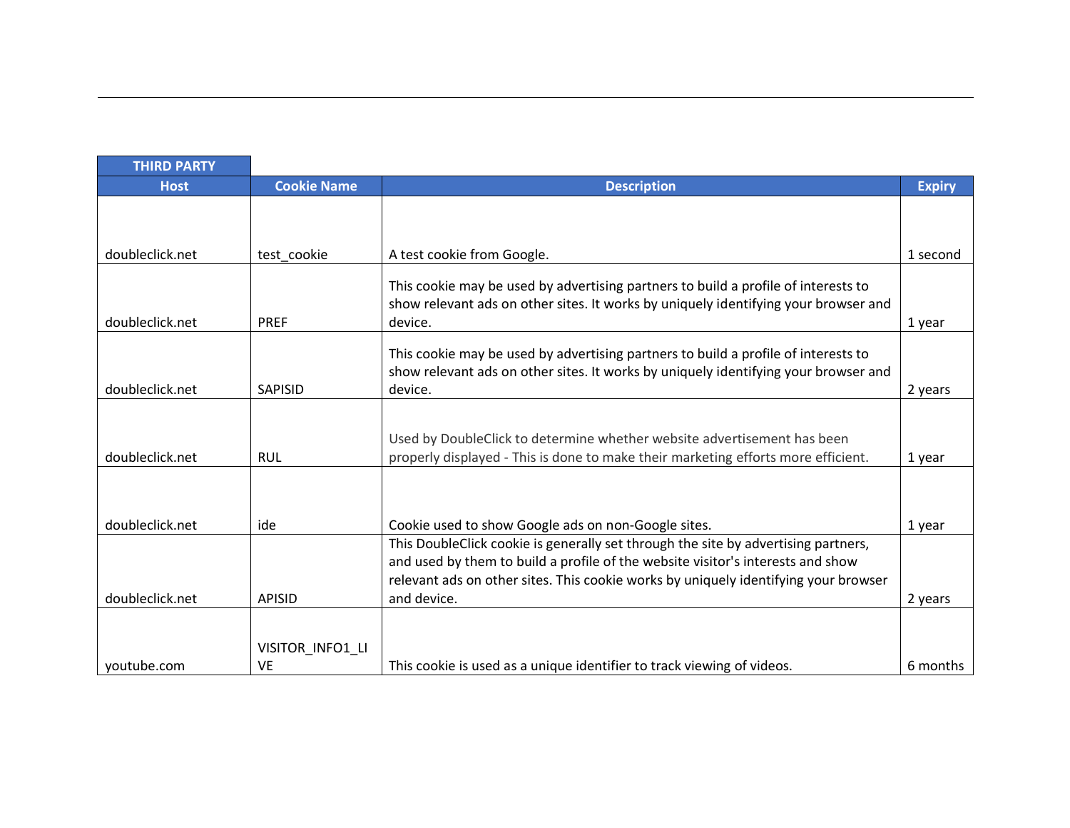| THIRD PARTY | | | |
|---|---|---|---|
| **Host** | **Cookie Name** | **Description** | **Expiry** |
| doubleclick.net | test_cookie | A test cookie from Google. | 1 second |
| doubleclick.net | PREF | This cookie may be used by advertising partners to build a profile of interests to show relevant ads on other sites. It works by uniquely identifying your browser and device. | 1 year |
| doubleclick.net | SAPISID | This cookie may be used by advertising partners to build a profile of interests to show relevant ads on other sites. It works by uniquely identifying your browser and device. | 2 years |
| doubleclick.net | RUL | Used by DoubleClick to determine whether website advertisement has been properly displayed - This is done to make their marketing efforts more efficient. | 1 year |
| doubleclick.net | ide | Cookie used to show Google ads on non-Google sites. | 1 year |
| doubleclick.net | APISID | This DoubleClick cookie is generally set through the site by advertising partners, and used by them to build a profile of the website visitor's interests and show relevant ads on other sites. This cookie works by uniquely identifying your browser and device. | 2 years |
| youtube.com | VISITOR_INFO1_LIVE | This cookie is used as a unique identifier to track viewing of videos. | 6 months |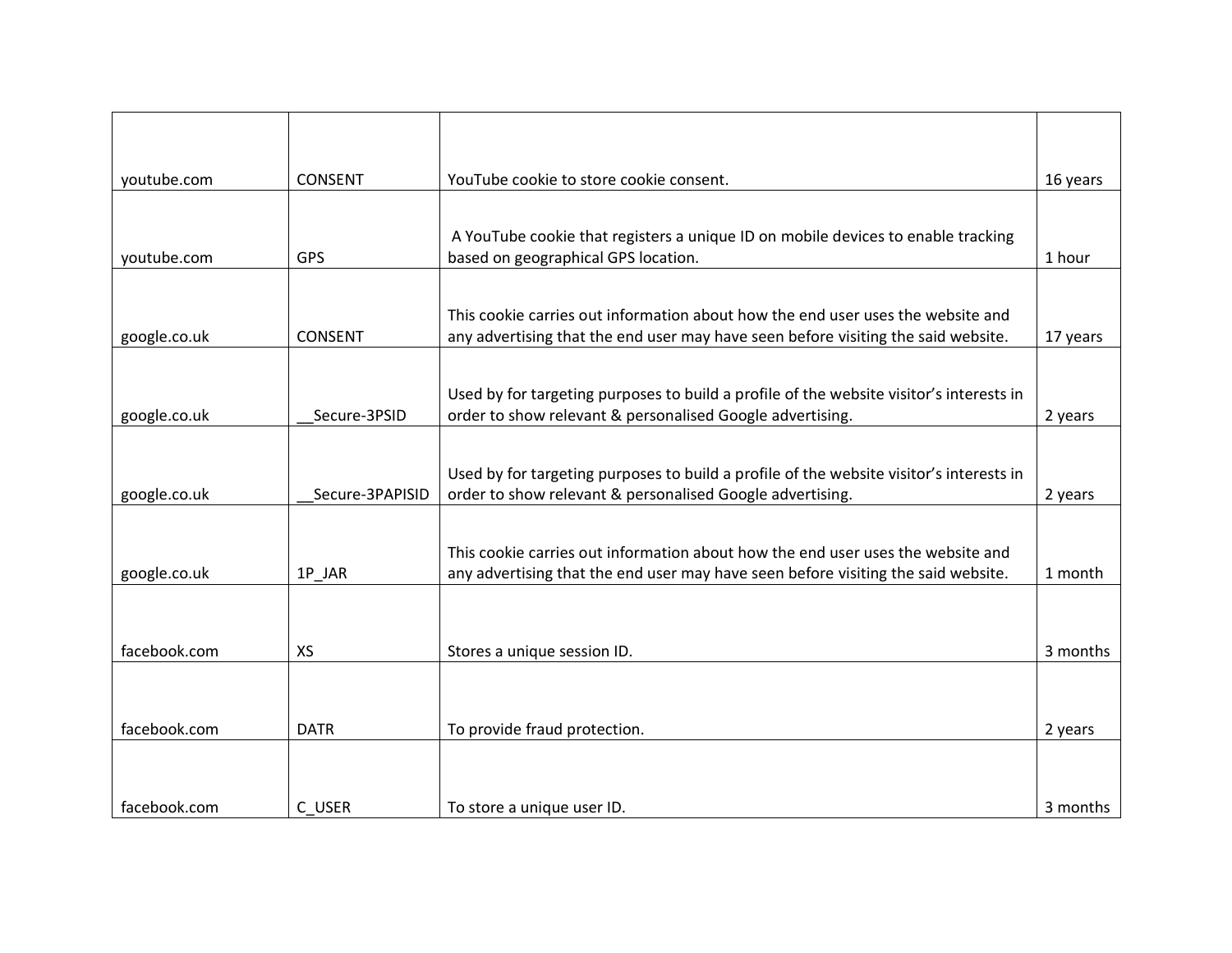| | | | |
|---|---|---|---|
| youtube.com | CONSENT | YouTube cookie to store cookie consent. | 16 years |
| youtube.com | GPS | A YouTube cookie that registers a unique ID on mobile devices to enable tracking based on geographical GPS location. | 1 hour |
| google.co.uk | CONSENT | This cookie carries out information about how the end user uses the website and any advertising that the end user may have seen before visiting the said website. | 17 years |
| google.co.uk | __Secure-3PSID | Used by for targeting purposes to build a profile of the website visitor's interests in order to show relevant & personalised Google advertising. | 2 years |
| google.co.uk | __Secure-3PAPISID | Used by for targeting purposes to build a profile of the website visitor's interests in order to show relevant & personalised Google advertising. | 2 years |
| google.co.uk | 1P_JAR | This cookie carries out information about how the end user uses the website and any advertising that the end user may have seen before visiting the said website. | 1 month |
| facebook.com | XS | Stores a unique session ID. | 3 months |
| facebook.com | DATR | To provide fraud protection. | 2 years |
| facebook.com | C_USER | To store a unique user ID. | 3 months |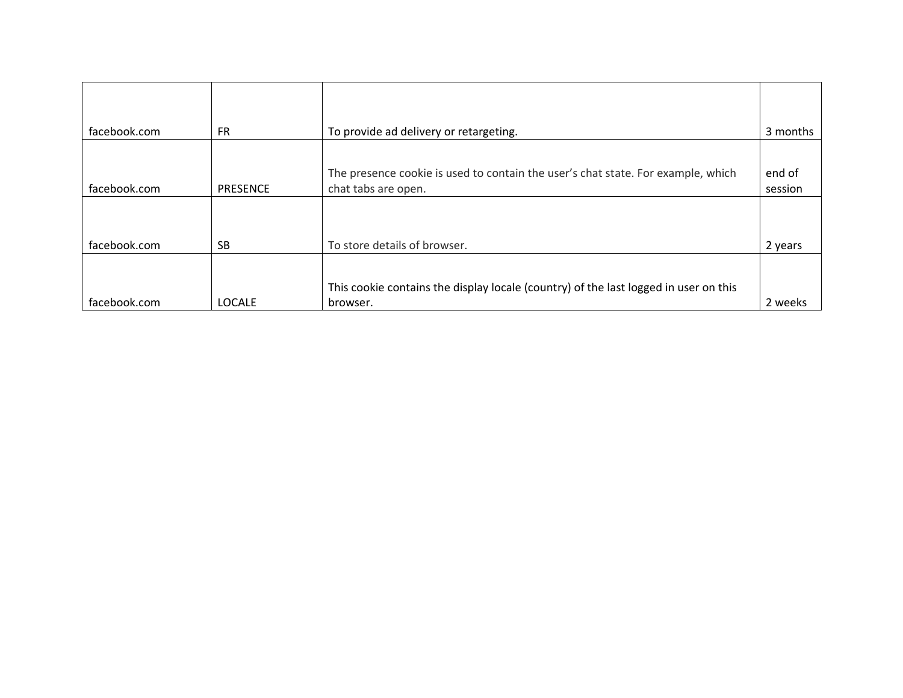| | | | |
|---|---|---|---|
| facebook.com | FR | To provide ad delivery or retargeting. | 3 months |
| facebook.com | PRESENCE | The presence cookie is used to contain the user's chat state. For example, which chat tabs are open. | end of session |
| facebook.com | SB | To store details of browser. | 2 years |
| facebook.com | LOCALE | This cookie contains the display locale (country) of the last logged in user on this browser. | 2 weeks |